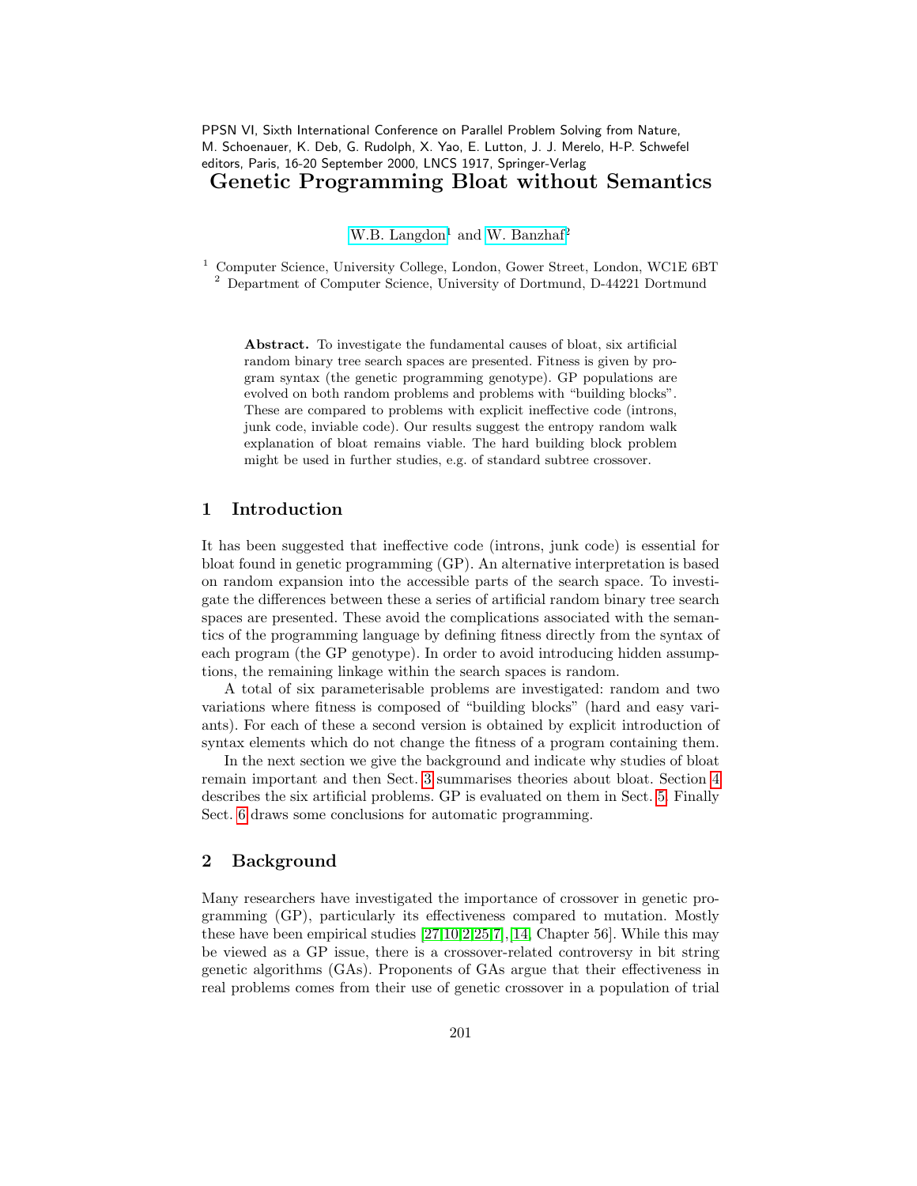PPSN VI, Sixth International Conference on Parallel Problem Solving from Nature, M. Schoenauer, K. Deb, G. Rudolph, X. Yao, E. Lutton, J. J. Merelo, H-P. Schwefel editors, Paris, 16-20 September 2000, LNCS 1917, Springer-Verlag

# Genetic Programming Bloat without Semantics

W.B. Langdon[1] and W. Banzhaf[2]

[1] Computer Science, University College, London, Gower Street, London, WC1E 6BT
[2] Department of Computer Science, University of Dortmund, D-44221 Dortmund

**Abstract.** To investigate the fundamental causes of bloat, six artificial random binary tree search spaces are presented. Fitness is given by program syntax (the genetic programming genotype). GP populations are evolved on both random problems and problems with "building blocks". These are compared to problems with explicit ineffective code (introns, junk code, inviable code). Our results suggest the entropy random walk explanation of bloat remains viable. The hard building block problem might be used in further studies, e.g. of standard subtree crossover.

## 1 Introduction

It has been suggested that ineffective code (introns, junk code) is essential for bloat found in genetic programming (GP). An alternative interpretation is based on random expansion into the accessible parts of the search space. To investigate the differences between these a series of artificial random binary tree search spaces are presented. These avoid the complications associated with the semantics of the programming language by defining fitness directly from the syntax of each program (the GP genotype). In order to avoid introducing hidden assumptions, the remaining linkage within the search spaces is random.

A total of six parameterisable problems are investigated: random and two variations where fitness is composed of "building blocks" (hard and easy variants). For each of these a second version is obtained by explicit introduction of syntax elements which do not change the fitness of a program containing them.

In the next section we give the background and indicate why studies of bloat remain important and then Sect. 3 summarises theories about bloat. Section 4 describes the six artificial problems. GP is evaluated on them in Sect. 5. Finally Sect. 6 draws some conclusions for automatic programming.

## 2 Background

Many researchers have investigated the importance of crossover in genetic programming (GP), particularly its effectiveness compared to mutation. Mostly these have been empirical studies [27,10,2,25,7], [14, Chapter 56]. While this may be viewed as a GP issue, there is a crossover-related controversy in bit string genetic algorithms (GAs). Proponents of GAs argue that their effectiveness in real problems comes from their use of genetic crossover in a population of trial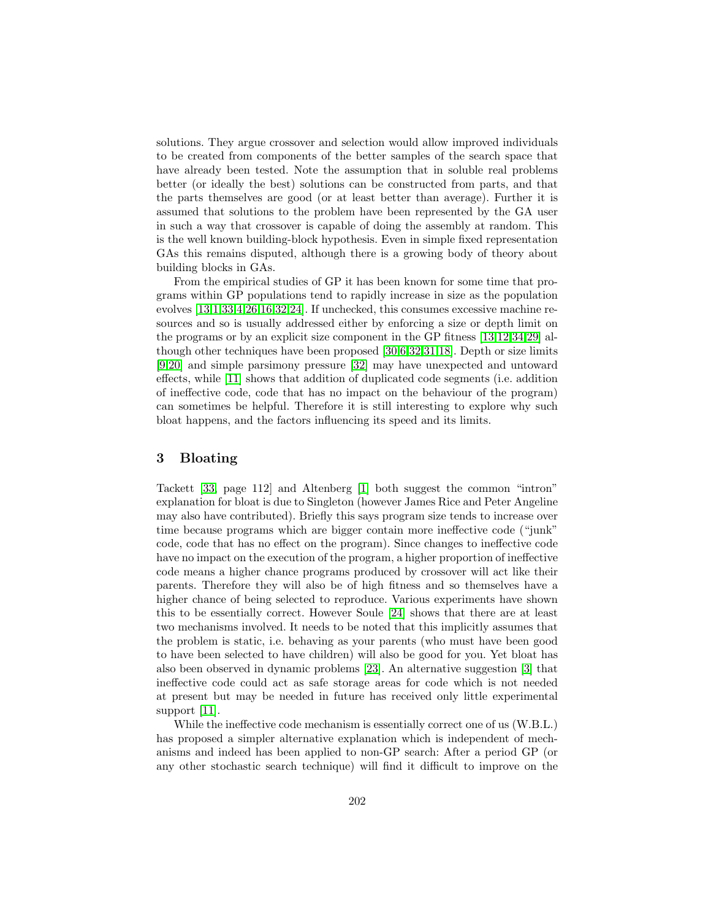solutions. They argue crossover and selection would allow improved individuals to be created from components of the better samples of the search space that have already been tested. Note the assumption that in soluble real problems better (or ideally the best) solutions can be constructed from parts, and that the parts themselves are good (or at least better than average). Further it is assumed that solutions to the problem have been represented by the GA user in such a way that crossover is capable of doing the assembly at random. This is the well known building-block hypothesis. Even in simple fixed representation GAs this remains disputed, although there is a growing body of theory about building blocks in GAs.

From the empirical studies of GP it has been known for some time that programs within GP populations tend to rapidly increase in size as the population evolves [13,1,33,4,26,16,32,24]. If unchecked, this consumes excessive machine resources and so is usually addressed either by enforcing a size or depth limit on the programs or by an explicit size component in the GP fitness [13,12,34,29] although other techniques have been proposed [30,6,32,31,18]. Depth or size limits [9,20] and simple parsimony pressure [32] may have unexpected and untoward effects, while [11] shows that addition of duplicated code segments (i.e. addition of ineffective code, code that has no impact on the behaviour of the program) can sometimes be helpful. Therefore it is still interesting to explore why such bloat happens, and the factors influencing its speed and its limits.

## 3 Bloating

Tackett [33, page 112] and Altenberg [1] both suggest the common "intron" explanation for bloat is due to Singleton (however James Rice and Peter Angeline may also have contributed). Briefly this says program size tends to increase over time because programs which are bigger contain more ineffective code ("junk" code, code that has no effect on the program). Since changes to ineffective code have no impact on the execution of the program, a higher proportion of ineffective code means a higher chance programs produced by crossover will act like their parents. Therefore they will also be of high fitness and so themselves have a higher chance of being selected to reproduce. Various experiments have shown this to be essentially correct. However Soule [24] shows that there are at least two mechanisms involved. It needs to be noted that this implicitly assumes that the problem is static, i.e. behaving as your parents (who must have been good to have been selected to have children) will also be good for you. Yet bloat has also been observed in dynamic problems [23]. An alternative suggestion [3] that ineffective code could act as safe storage areas for code which is not needed at present but may be needed in future has received only little experimental support [11].

While the ineffective code mechanism is essentially correct one of us (W.B.L.) has proposed a simpler alternative explanation which is independent of mechanisms and indeed has been applied to non-GP search: After a period GP (or any other stochastic search technique) will find it difficult to improve on the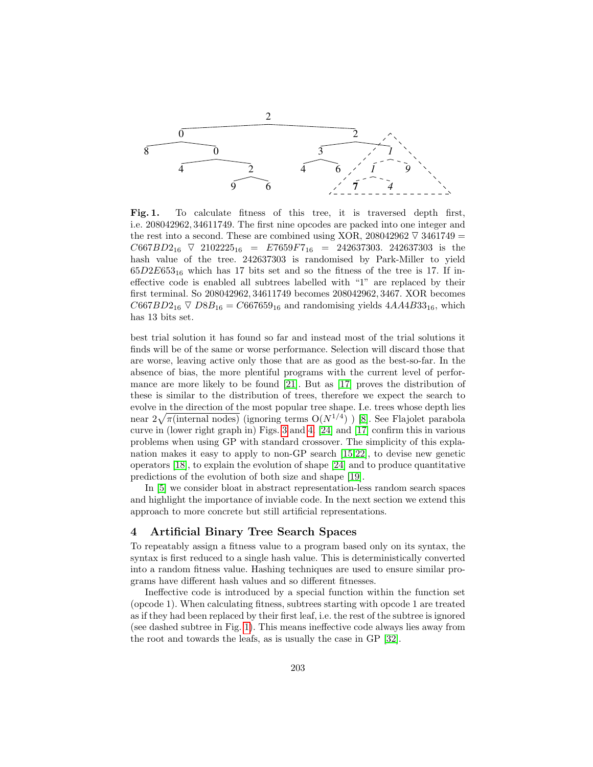**Fig. 1.** To calculate fitness of this tree, it is traversed depth first, i.e. 208042962, 34611749. The first nine opcodes are packed into one integer and the rest into a second. These are combined using XOR, $208042962 \triangledown 3461749 = C667BD2_{16} \triangledown 2102225_{16} = E7659F7_{16} = 242637303$. 242637303 is the hash value of the tree. 242637303 is randomised by Park-Miller to yield $65D2E653_{16}$ which has 17 bits set and so the fitness of the tree is 17. If ineffective code is enabled all subtrees labelled with "1" are replaced by their first terminal. So 208042962, 34611749 becomes 208042962, 3467. XOR becomes $C667BD2_{16} \triangledown D8B_{16} = C667659_{16}$ and randomising yields $4AA4B33_{16}$, which has 13 bits set.

best trial solution it has found so far and instead most of the trial solutions it finds will be of the same or worse performance. Selection will discard those that are worse, leaving active only those that are as good as the best-so-far. In the absence of bias, the more plentiful programs with the current level of performance are more likely to be found [21]. But as [17] proves the distribution of these is similar to the distribution of trees, therefore we expect the search to evolve in the direction of the most popular tree shape. I.e. trees whose depth lies near $2\sqrt{\pi(\text{internal nodes})}$ (ignoring terms $O(N^{1/4})$ ) [8]. See Flajolet parabola curve in (lower right graph in) Figs. 3 and 4. [24] and [17] confirm this in various problems when using GP with standard crossover. The simplicity of this explanation makes it easy to apply to non-GP search [15,22], to devise new genetic operators [18], to explain the evolution of shape [24] and to produce quantitative predictions of the evolution of both size and shape [19].

In [5] we consider bloat in abstract representation-less random search spaces and highlight the importance of inviable code. In the next section we extend this approach to more concrete but still artificial representations.

## 4 Artificial Binary Tree Search Spaces

To repeatably assign a fitness value to a program based only on its syntax, the syntax is first reduced to a single hash value. This is deterministically converted into a random fitness value. Hashing techniques are used to ensure similar programs have different hash values and so different fitnesses.

Ineffective code is introduced by a special function within the function set (opcode 1). When calculating fitness, subtrees starting with opcode 1 are treated as if they had been replaced by their first leaf, i.e. the rest of the subtree is ignored (see dashed subtree in Fig. 1). This means ineffective code always lies away from the root and towards the leafs, as is usually the case in GP [32].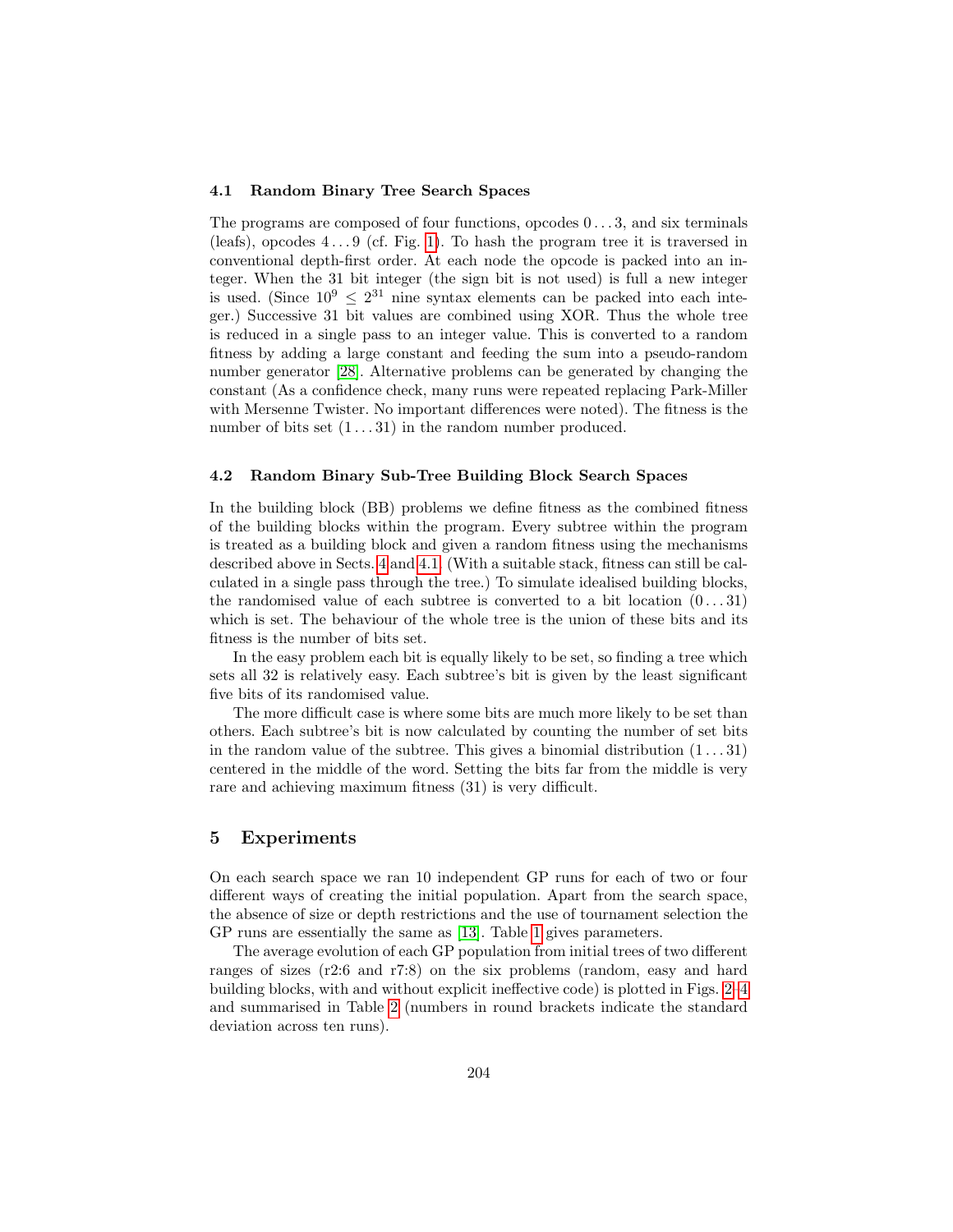### 4.1 Random Binary Tree Search Spaces

The programs are composed of four functions, opcodes $0 \ldots 3$, and six terminals (leafs), opcodes $4 \ldots 9$ (cf. Fig. 1). To hash the program tree it is traversed in conventional depth-first order. At each node the opcode is packed into an integer. When the 31 bit integer (the sign bit is not used) is full a new integer is used. (Since $10^9 \leq 2^{31}$ nine syntax elements can be packed into each integer.) Successive 31 bit values are combined using XOR. Thus the whole tree is reduced in a single pass to an integer value. This is converted to a random fitness by adding a large constant and feeding the sum into a pseudo-random number generator [28]. Alternative problems can be generated by changing the constant (As a confidence check, many runs were repeated replacing Park-Miller with Mersenne Twister. No important differences were noted). The fitness is the number of bits set $(1 \ldots 31)$ in the random number produced.

### 4.2 Random Binary Sub-Tree Building Block Search Spaces

In the building block (BB) problems we define fitness as the combined fitness of the building blocks within the program. Every subtree within the program is treated as a building block and given a random fitness using the mechanisms described above in Sects. 4 and 4.1. (With a suitable stack, fitness can still be calculated in a single pass through the tree.) To simulate idealised building blocks, the randomised value of each subtree is converted to a bit location $(0 \ldots 31)$ which is set. The behaviour of the whole tree is the union of these bits and its fitness is the number of bits set.

In the easy problem each bit is equally likely to be set, so finding a tree which sets all 32 is relatively easy. Each subtree's bit is given by the least significant five bits of its randomised value.

The more difficult case is where some bits are much more likely to be set than others. Each subtree's bit is now calculated by counting the number of set bits in the random value of the subtree. This gives a binomial distribution $(1 \ldots 31)$ centered in the middle of the word. Setting the bits far from the middle is very rare and achieving maximum fitness (31) is very difficult.

## 5 Experiments

On each search space we ran 10 independent GP runs for each of two or four different ways of creating the initial population. Apart from the search space, the absence of size or depth restrictions and the use of tournament selection the GP runs are essentially the same as [13]. Table 1 gives parameters.

The average evolution of each GP population from initial trees of two different ranges of sizes (r2:6 and r7:8) on the six problems (random, easy and hard building blocks, with and without explicit ineffective code) is plotted in Figs. 2–4 and summarised in Table 2 (numbers in round brackets indicate the standard deviation across ten runs).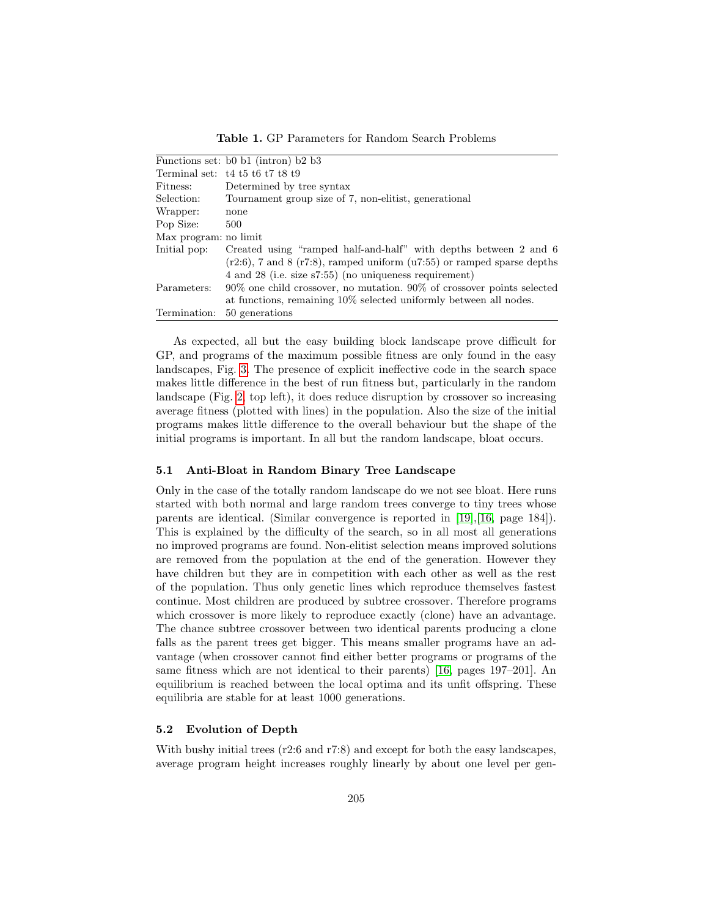**Table 1.** GP Parameters for Random Search Problems

| | |
|---|---|
| Functions set: | b0 b1 (intron) b2 b3 |
| Terminal set: | t4 t5 t6 t7 t8 t9 |
| Fitness: | Determined by tree syntax |
| Selection: | Tournament group size of 7, non-elitist, generational |
| Wrapper: | none |
| Pop Size: | 500 |
| Max program: | no limit |
| Initial pop: | Created using "ramped half-and-half" with depths between 2 and 6 (r2:6), 7 and 8 (r7:8), ramped uniform (u7:55) or ramped sparse depths 4 and 28 (i.e. size s7:55) (no uniqueness requirement) |
| Parameters: | 90% one child crossover, no mutation. 90% of crossover points selected at functions, remaining 10% selected uniformly between all nodes. |
| Termination: | 50 generations |

As expected, all but the easy building block landscape prove difficult for GP, and programs of the maximum possible fitness are only found in the easy landscapes, Fig. 3. The presence of explicit ineffective code in the search space makes little difference in the best of run fitness but, particularly in the random landscape (Fig. 2, top left), it does reduce disruption by crossover so increasing average fitness (plotted with lines) in the population. Also the size of the initial programs makes little difference to the overall behaviour but the shape of the initial programs is important. In all but the random landscape, bloat occurs.

### 5.1 Anti-Bloat in Random Binary Tree Landscape

Only in the case of the totally random landscape do we not see bloat. Here runs started with both normal and large random trees converge to tiny trees whose parents are identical. (Similar convergence is reported in [19],[16, page 184]). This is explained by the difficulty of the search, so in all most all generations no improved programs are found. Non-elitist selection means improved solutions are removed from the population at the end of the generation. However they have children but they are in competition with each other as well as the rest of the population. Thus only genetic lines which reproduce themselves fastest continue. Most children are produced by subtree crossover. Therefore programs which crossover is more likely to reproduce exactly (clone) have an advantage. The chance subtree crossover between two identical parents producing a clone falls as the parent trees get bigger. This means smaller programs have an advantage (when crossover cannot find either better programs or programs of the same fitness which are not identical to their parents) [16, pages 197–201]. An equilibrium is reached between the local optima and its unfit offspring. These equilibria are stable for at least 1000 generations.

### 5.2 Evolution of Depth

With bushy initial trees (r2:6 and r7:8) and except for both the easy landscapes, average program height increases roughly linearly by about one level per gen-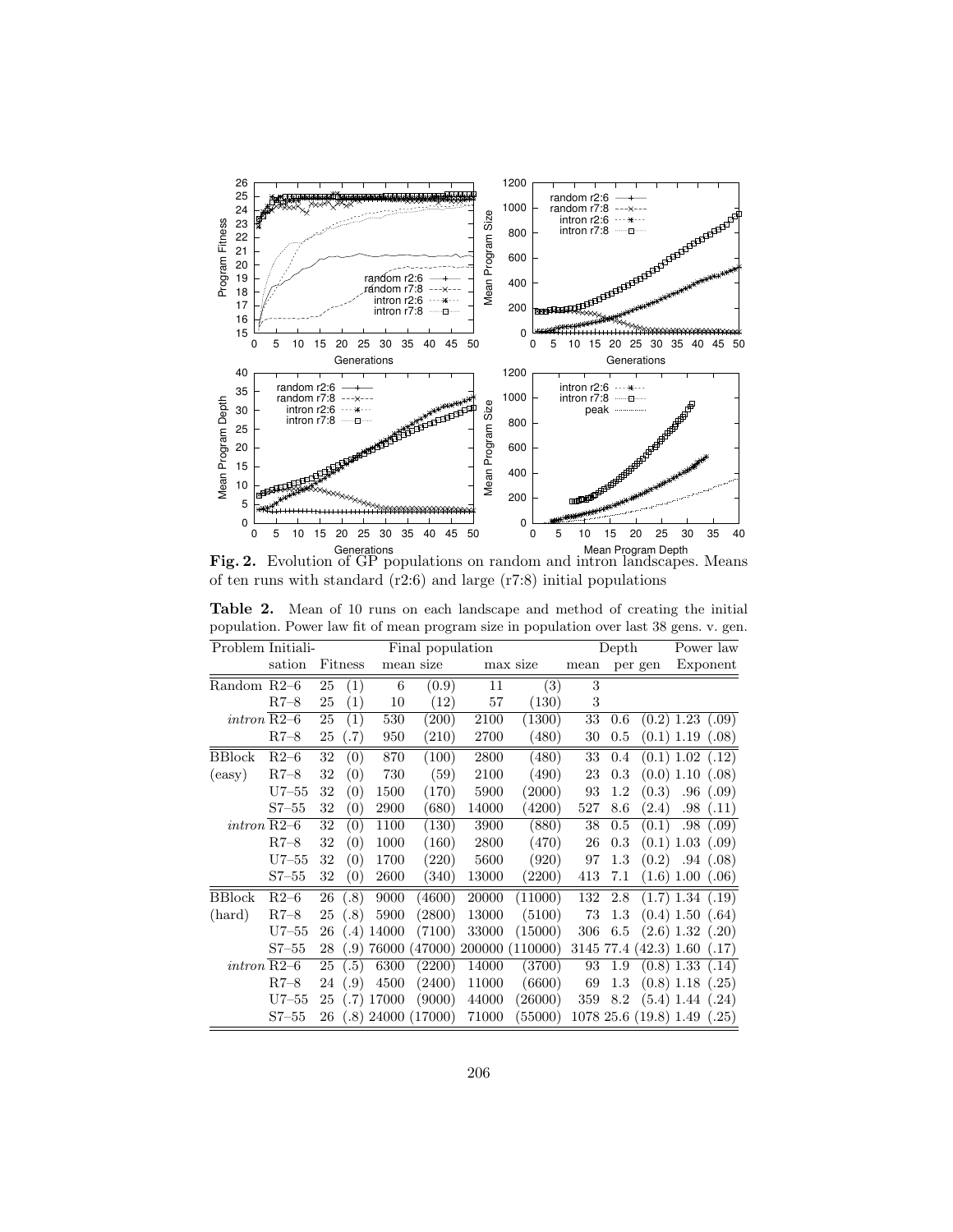**Fig. 2.** Evolution of GP populations on random and intron landscapes. Means of ten runs with standard (r2:6) and large (r7:8) initial populations

**Table 2.** Mean of 10 runs on each landscape and method of creating the initial population. Power law fit of mean program size in population over last 38 gens. v. gen.

| Problem | Initialisation | Fitness | | Final population mean size | | max size | | Depth mean | per gen | | Power law Exponent | |
|---|---|---|---|---|---|---|---|---|---|---|---|---|
| Random | R2–6 | 25 | (1) | 6 | (0.9) | 11 | (3) | 3 | | | | |
| | R7–8 | 25 | (1) | 10 | (12) | 57 | (130) | 3 | | | | |
| *intron* | R2–6 | 25 | (1) | 530 | (200) | 2100 | (1300) | 33 | 0.6 | (0.2) | 1.23 | (.09) |
| | R7–8 | 25 | (.7) | 950 | (210) | 2700 | (480) | 30 | 0.5 | (0.1) | 1.19 | (.08) |
| BBlock | R2–6 | 32 | (0) | 870 | (100) | 2800 | (480) | 33 | 0.4 | (0.1) | 1.02 | (.12) |
| (easy) | R7–8 | 32 | (0) | 730 | (59) | 2100 | (490) | 23 | 0.3 | (0.0) | 1.10 | (.08) |
| | U7–55 | 32 | (0) | 1500 | (170) | 5900 | (2000) | 93 | 1.2 | (0.3) | .96 | (.09) |
| | S7–55 | 32 | (0) | 2900 | (680) | 14000 | (4200) | 527 | 8.6 | (2.4) | .98 | (.11) |
| *intron* | R2–6 | 32 | (0) | 1100 | (130) | 3900 | (880) | 38 | 0.5 | (0.1) | .98 | (.09) |
| | R7–8 | 32 | (0) | 1000 | (160) | 2800 | (470) | 26 | 0.3 | (0.1) | 1.03 | (.09) |
| | U7–55 | 32 | (0) | 1700 | (220) | 5600 | (920) | 97 | 1.3 | (0.2) | .94 | (.08) |
| | S7–55 | 32 | (0) | 2600 | (340) | 13000 | (2200) | 413 | 7.1 | (1.6) | 1.00 | (.06) |
| BBlock | R2–6 | 26 | (.8) | 9000 | (4600) | 20000 | (11000) | 132 | 2.8 | (1.7) | 1.34 | (.19) |
| (hard) | R7–8 | 25 | (.8) | 5900 | (2800) | 13000 | (5100) | 73 | 1.3 | (0.4) | 1.50 | (.64) |
| | U7–55 | 26 | (.4) | 14000 | (7100) | 33000 | (15000) | 306 | 6.5 | (2.6) | 1.32 | (.20) |
| | S7–55 | 28 | (.9) | 76000 | (47000) | 200000 | (110000) | 3145 | 77.4 | (42.3) | 1.60 | (.17) |
| *intron* | R2–6 | 25 | (.5) | 6300 | (2200) | 14000 | (3700) | 93 | 1.9 | (0.8) | 1.33 | (.14) |
| | R7–8 | 24 | (.9) | 4500 | (2400) | 11000 | (6600) | 69 | 1.3 | (0.8) | 1.18 | (.25) |
| | U7–55 | 25 | (.7) | 17000 | (9000) | 44000 | (26000) | 359 | 8.2 | (5.4) | 1.44 | (.24) |
| | S7–55 | 26 | (.8) | 24000 | (17000) | 71000 | (55000) | 1078 | 25.6 | (19.8) | 1.49 | (.25) |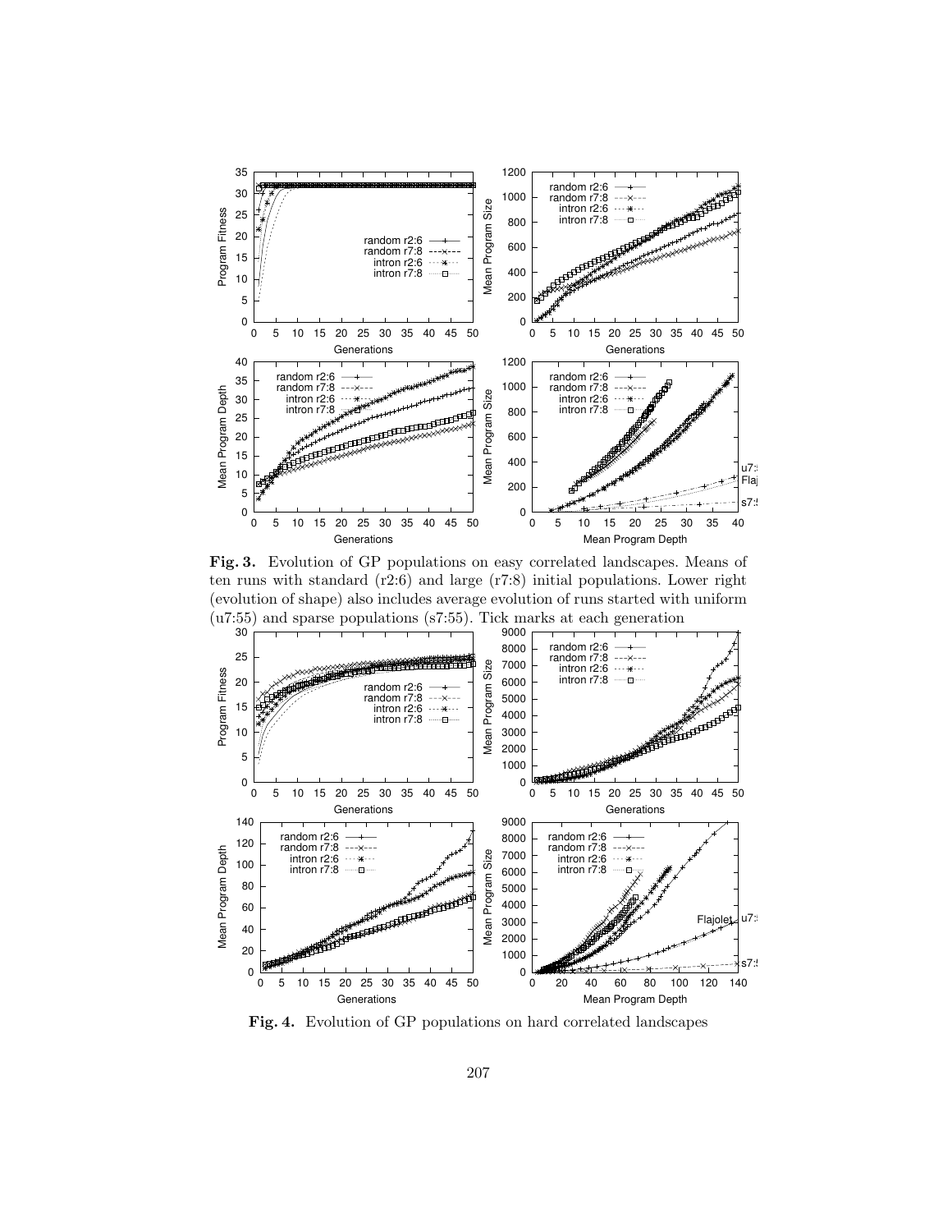**Fig. 3.** Evolution of GP populations on easy correlated landscapes. Means of ten runs with standard (r2:6) and large (r7:8) initial populations. Lower right (evolution of shape) also includes average evolution of runs started with uniform (u7:55) and sparse populations (s7:55). Tick marks at each generation

**Fig. 4.** Evolution of GP populations on hard correlated landscapes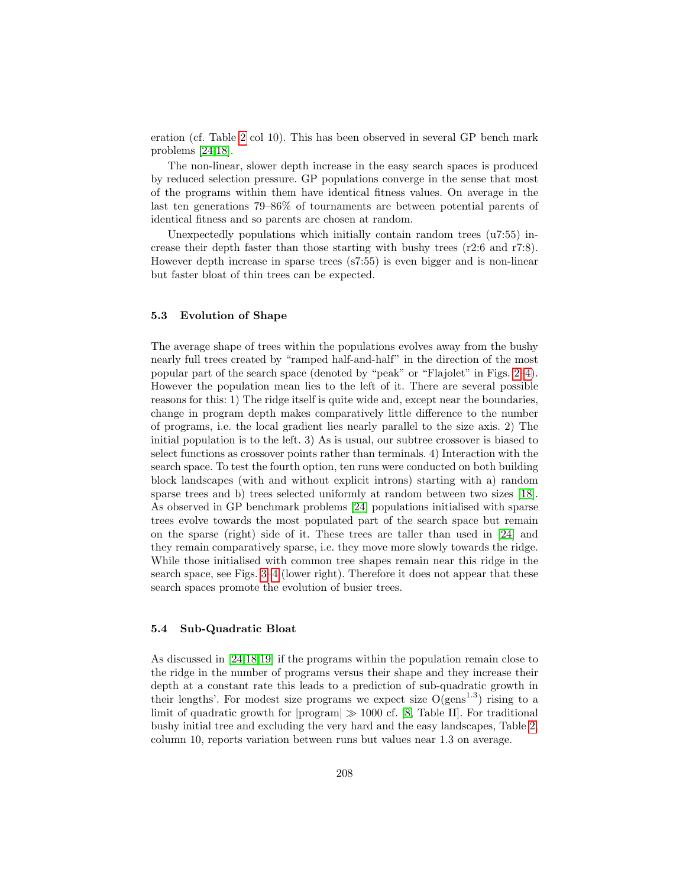eration (cf. Table 2 col 10). This has been observed in several GP bench mark problems [24,18].

The non-linear, slower depth increase in the easy search spaces is produced by reduced selection pressure. GP populations converge in the sense that most of the programs within them have identical fitness values. On average in the last ten generations 79–86% of tournaments are between potential parents of identical fitness and so parents are chosen at random.

Unexpectedly populations which initially contain random trees (u7:55) increase their depth faster than those starting with bushy trees (r2:6 and r7:8). However depth increase in sparse trees (s7:55) is even bigger and is non-linear but faster bloat of thin trees can be expected.

### 5.3 Evolution of Shape

The average shape of trees within the populations evolves away from the bushy nearly full trees created by "ramped half-and-half" in the direction of the most popular part of the search space (denoted by "peak" or "Flajolet" in Figs. 2–4). However the population mean lies to the left of it. There are several possible reasons for this: 1) The ridge itself is quite wide and, except near the boundaries, change in program depth makes comparatively little difference to the number of programs, i.e. the local gradient lies nearly parallel to the size axis. 2) The initial population is to the left. 3) As is usual, our subtree crossover is biased to select functions as crossover points rather than terminals. 4) Interaction with the search space. To test the fourth option, ten runs were conducted on both building block landscapes (with and without explicit introns) starting with a) random sparse trees and b) trees selected uniformly at random between two sizes [18]. As observed in GP benchmark problems [24] populations initialised with sparse trees evolve towards the most populated part of the search space but remain on the sparse (right) side of it. These trees are taller than used in [24] and they remain comparatively sparse, i.e. they move more slowly towards the ridge. While those initialised with common tree shapes remain near this ridge in the search space, see Figs. 3–4 (lower right). Therefore it does not appear that these search spaces promote the evolution of busier trees.

### 5.4 Sub-Quadratic Bloat

As discussed in [24,18,19] if the programs within the population remain close to the ridge in the number of programs versus their shape and they increase their depth at a constant rate this leads to a prediction of sub-quadratic growth in their lengths'. For modest size programs we expect size $O(\text{gens}^{1.3})$ rising to a limit of quadratic growth for $|\text{program}| \gg 1000$ cf. [8, Table II]. For traditional bushy initial tree and excluding the very hard and the easy landscapes, Table 2, column 10, reports variation between runs but values near 1.3 on average.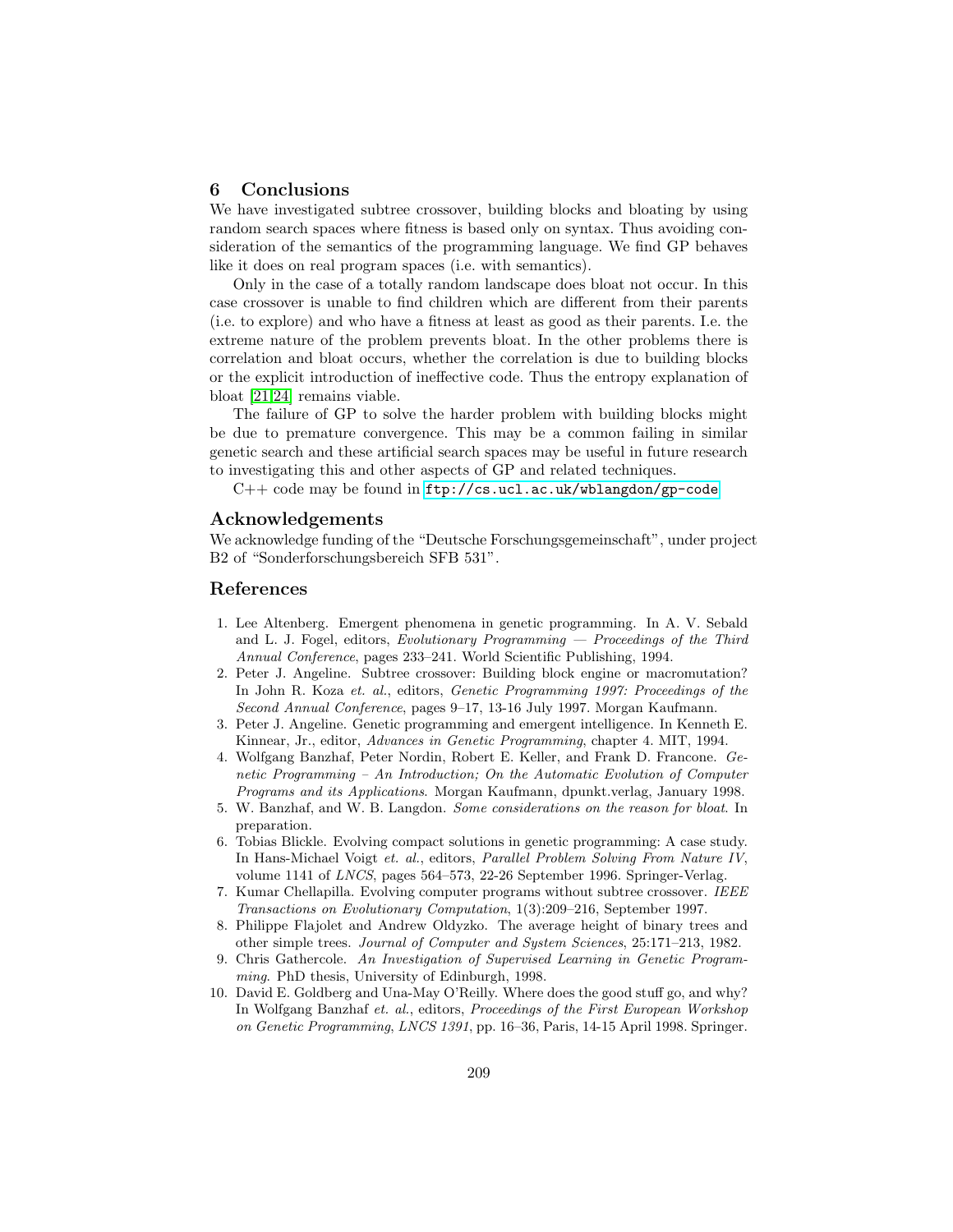## 6 Conclusions

We have investigated subtree crossover, building blocks and bloating by using random search spaces where fitness is based only on syntax. Thus avoiding consideration of the semantics of the programming language. We find GP behaves like it does on real program spaces (i.e. with semantics).

Only in the case of a totally random landscape does bloat not occur. In this case crossover is unable to find children which are different from their parents (i.e. to explore) and who have a fitness at least as good as their parents. I.e. the extreme nature of the problem prevents bloat. In the other problems there is correlation and bloat occurs, whether the correlation is due to building blocks or the explicit introduction of ineffective code. Thus the entropy explanation of bloat [21,24] remains viable.

The failure of GP to solve the harder problem with building blocks might be due to premature convergence. This may be a common failing in similar genetic search and these artificial search spaces may be useful in future research to investigating this and other aspects of GP and related techniques.

C++ code may be found in `ftp://cs.ucl.ac.uk/wblangdon/gp-code`

## Acknowledgements

We acknowledge funding of the "Deutsche Forschungsgemeinschaft", under project B2 of "Sonderforschungsbereich SFB 531".

## References

1. Lee Altenberg. Emergent phenomena in genetic programming. In A. V. Sebald and L. J. Fogel, editors, *Evolutionary Programming — Proceedings of the Third Annual Conference*, pages 233–241. World Scientific Publishing, 1994.
2. Peter J. Angeline. Subtree crossover: Building block engine or macromutation? In John R. Koza *et. al.*, editors, *Genetic Programming 1997: Proceedings of the Second Annual Conference*, pages 9–17, 13-16 July 1997. Morgan Kaufmann.
3. Peter J. Angeline. Genetic programming and emergent intelligence. In Kenneth E. Kinnear, Jr., editor, *Advances in Genetic Programming*, chapter 4. MIT, 1994.
4. Wolfgang Banzhaf, Peter Nordin, Robert E. Keller, and Frank D. Francone. *Genetic Programming – An Introduction; On the Automatic Evolution of Computer Programs and its Applications*. Morgan Kaufmann, dpunkt.verlag, January 1998.
5. W. Banzhaf, and W. B. Langdon. *Some considerations on the reason for bloat*. In preparation.
6. Tobias Blickle. Evolving compact solutions in genetic programming: A case study. In Hans-Michael Voigt *et. al.*, editors, *Parallel Problem Solving From Nature IV*, volume 1141 of *LNCS*, pages 564–573, 22-26 September 1996. Springer-Verlag.
7. Kumar Chellapilla. Evolving computer programs without subtree crossover. *IEEE Transactions on Evolutionary Computation*, 1(3):209–216, September 1997.
8. Philippe Flajolet and Andrew Oldyzko. The average height of binary trees and other simple trees. *Journal of Computer and System Sciences*, 25:171–213, 1982.
9. Chris Gathercole. *An Investigation of Supervised Learning in Genetic Programming*. PhD thesis, University of Edinburgh, 1998.
10. David E. Goldberg and Una-May O'Reilly. Where does the good stuff go, and why? In Wolfgang Banzhaf *et. al.*, editors, *Proceedings of the First European Workshop on Genetic Programming*, *LNCS 1391*, pp. 16–36, Paris, 14-15 April 1998. Springer.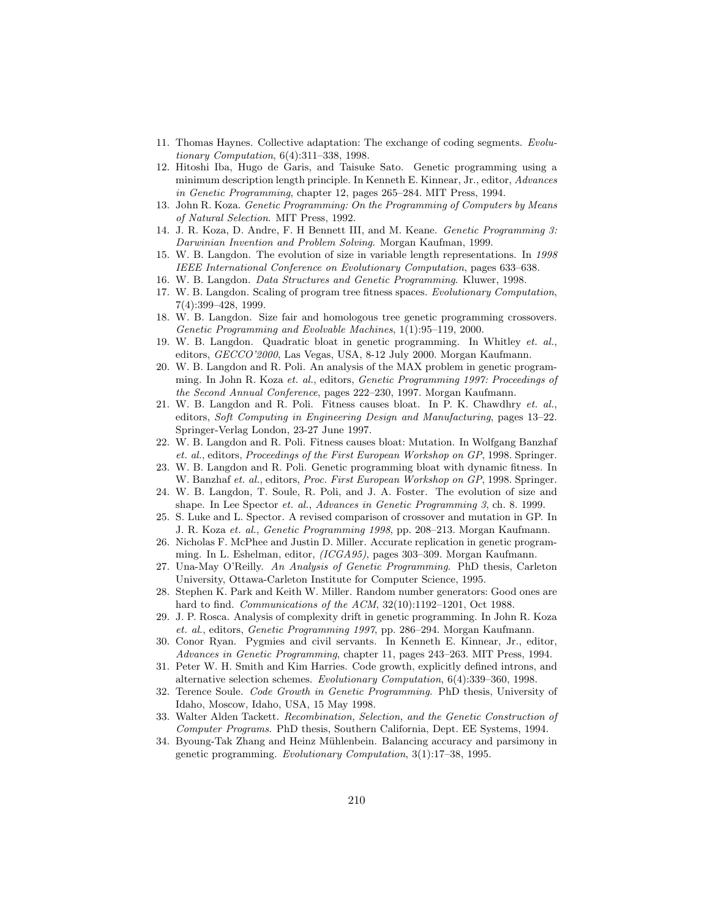11. Thomas Haynes. Collective adaptation: The exchange of coding segments. *Evolutionary Computation*, 6(4):311–338, 1998.
12. Hitoshi Iba, Hugo de Garis, and Taisuke Sato. Genetic programming using a minimum description length principle. In Kenneth E. Kinnear, Jr., editor, *Advances in Genetic Programming*, chapter 12, pages 265–284. MIT Press, 1994.
13. John R. Koza. *Genetic Programming: On the Programming of Computers by Means of Natural Selection*. MIT Press, 1992.
14. J. R. Koza, D. Andre, F. H Bennett III, and M. Keane. *Genetic Programming 3: Darwinian Invention and Problem Solving*. Morgan Kaufman, 1999.
15. W. B. Langdon. The evolution of size in variable length representations. In *1998 IEEE International Conference on Evolutionary Computation*, pages 633–638.
16. W. B. Langdon. *Data Structures and Genetic Programming*. Kluwer, 1998.
17. W. B. Langdon. Scaling of program tree fitness spaces. *Evolutionary Computation*, 7(4):399–428, 1999.
18. W. B. Langdon. Size fair and homologous tree genetic programming crossovers. *Genetic Programming and Evolvable Machines*, 1(1):95–119, 2000.
19. W. B. Langdon. Quadratic bloat in genetic programming. In Whitley *et. al.*, editors, *GECCO'2000*, Las Vegas, USA, 8-12 July 2000. Morgan Kaufmann.
20. W. B. Langdon and R. Poli. An analysis of the MAX problem in genetic programming. In John R. Koza *et. al.*, editors, *Genetic Programming 1997: Proceedings of the Second Annual Conference*, pages 222–230, 1997. Morgan Kaufmann.
21. W. B. Langdon and R. Poli. Fitness causes bloat. In P. K. Chawdhry *et. al.*, editors, *Soft Computing in Engineering Design and Manufacturing*, pages 13–22. Springer-Verlag London, 23-27 June 1997.
22. W. B. Langdon and R. Poli. Fitness causes bloat: Mutation. In Wolfgang Banzhaf *et. al.*, editors, *Proceedings of the First European Workshop on GP*, 1998. Springer.
23. W. B. Langdon and R. Poli. Genetic programming bloat with dynamic fitness. In W. Banzhaf *et. al.*, editors, *Proc. First European Workshop on GP*, 1998. Springer.
24. W. B. Langdon, T. Soule, R. Poli, and J. A. Foster. The evolution of size and shape. In Lee Spector *et. al.*, *Advances in Genetic Programming 3*, ch. 8. 1999.
25. S. Luke and L. Spector. A revised comparison of crossover and mutation in GP. In J. R. Koza *et. al.*, *Genetic Programming 1998*, pp. 208–213. Morgan Kaufmann.
26. Nicholas F. McPhee and Justin D. Miller. Accurate replication in genetic programming. In L. Eshelman, editor, *(ICGA95)*, pages 303–309. Morgan Kaufmann.
27. Una-May O'Reilly. *An Analysis of Genetic Programming*. PhD thesis, Carleton University, Ottawa-Carleton Institute for Computer Science, 1995.
28. Stephen K. Park and Keith W. Miller. Random number generators: Good ones are hard to find. *Communications of the ACM*, 32(10):1192–1201, Oct 1988.
29. J. P. Rosca. Analysis of complexity drift in genetic programming. In John R. Koza *et. al.*, editors, *Genetic Programming 1997*, pp. 286–294. Morgan Kaufmann.
30. Conor Ryan. Pygmies and civil servants. In Kenneth E. Kinnear, Jr., editor, *Advances in Genetic Programming*, chapter 11, pages 243–263. MIT Press, 1994.
31. Peter W. H. Smith and Kim Harries. Code growth, explicitly defined introns, and alternative selection schemes. *Evolutionary Computation*, 6(4):339–360, 1998.
32. Terence Soule. *Code Growth in Genetic Programming*. PhD thesis, University of Idaho, Moscow, Idaho, USA, 15 May 1998.
33. Walter Alden Tackett. *Recombination, Selection, and the Genetic Construction of Computer Programs*. PhD thesis, Southern California, Dept. EE Systems, 1994.
34. Byoung-Tak Zhang and Heinz Mühlenbein. Balancing accuracy and parsimony in genetic programming. *Evolutionary Computation*, 3(1):17–38, 1995.